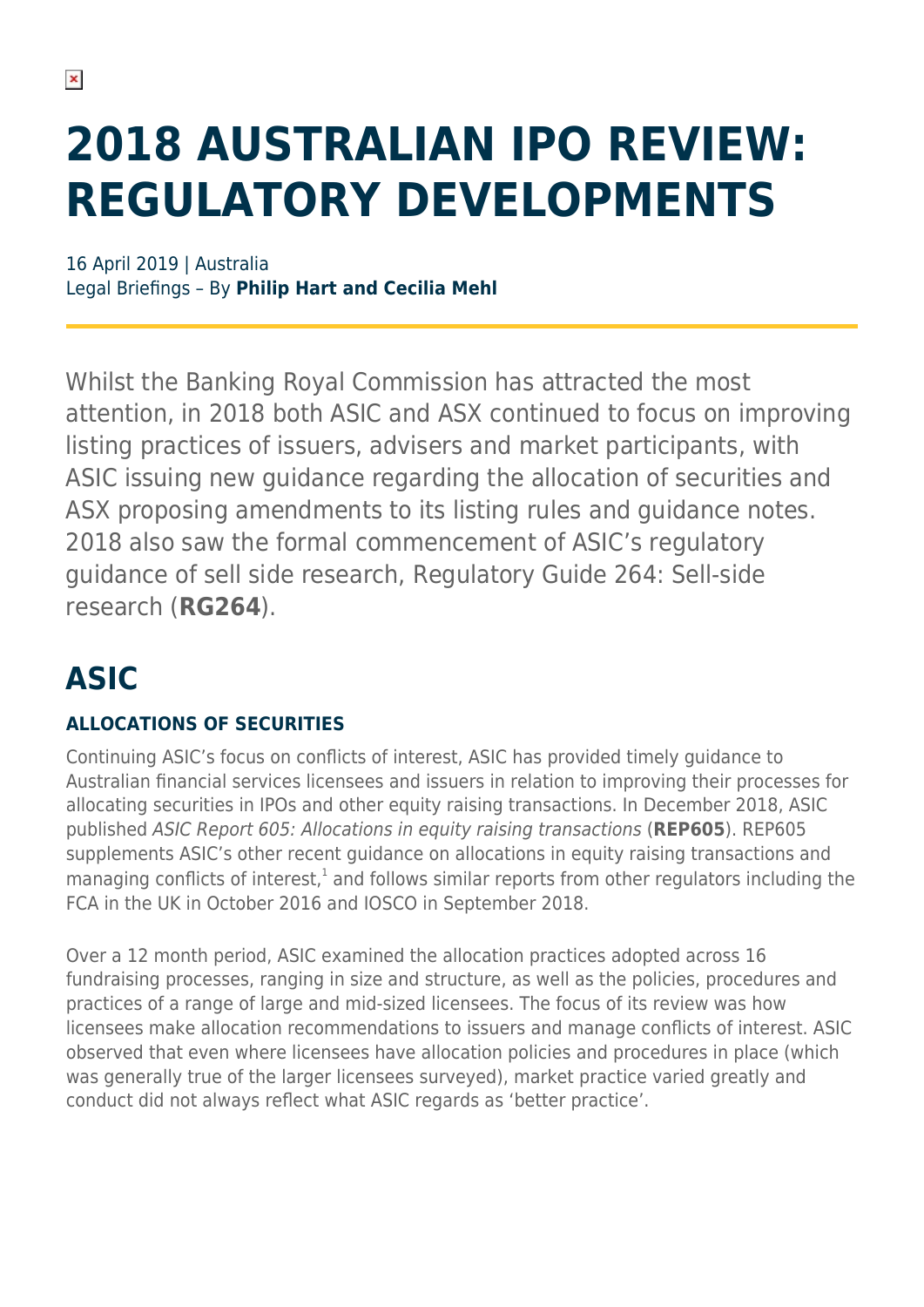# 2018 AUSTRALIAN IPO REVIEW: REGULATORY DEVELOPMENTS

16 April 2019 | Australia
Legal Briefings – By **Philip Hart and Cecilia Mehl**

Whilst the Banking Royal Commission has attracted the most attention, in 2018 both ASIC and ASX continued to focus on improving listing practices of issuers, advisers and market participants, with ASIC issuing new guidance regarding the allocation of securities and ASX proposing amendments to its listing rules and guidance notes. 2018 also saw the formal commencement of ASIC's regulatory guidance of sell side research, Regulatory Guide 264: Sell-side research (**RG264**).

## ASIC

### ALLOCATIONS OF SECURITIES

Continuing ASIC's focus on conflicts of interest, ASIC has provided timely guidance to Australian financial services licensees and issuers in relation to improving their processes for allocating securities in IPOs and other equity raising transactions. In December 2018, ASIC published *ASIC Report 605: Allocations in equity raising transactions* (**REP605**). REP605 supplements ASIC's other recent guidance on allocations in equity raising transactions and managing conflicts of interest,[1] and follows similar reports from other regulators including the FCA in the UK in October 2016 and IOSCO in September 2018.

Over a 12 month period, ASIC examined the allocation practices adopted across 16 fundraising processes, ranging in size and structure, as well as the policies, procedures and practices of a range of large and mid-sized licensees. The focus of its review was how licensees make allocation recommendations to issuers and manage conflicts of interest. ASIC observed that even where licensees have allocation policies and procedures in place (which was generally true of the larger licensees surveyed), market practice varied greatly and conduct did not always reflect what ASIC regards as 'better practice'.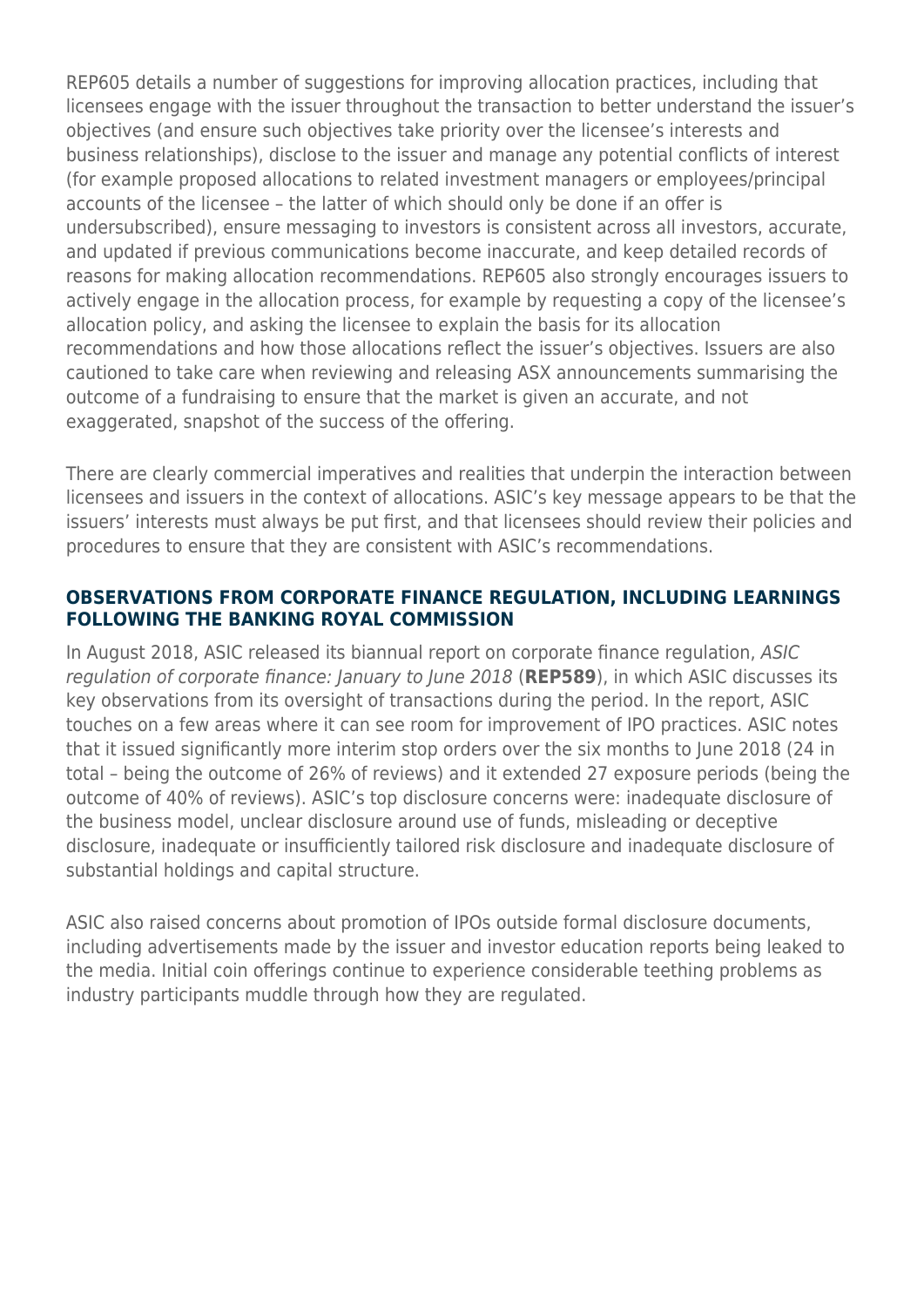REP605 details a number of suggestions for improving allocation practices, including that licensees engage with the issuer throughout the transaction to better understand the issuer's objectives (and ensure such objectives take priority over the licensee's interests and business relationships), disclose to the issuer and manage any potential conflicts of interest (for example proposed allocations to related investment managers or employees/principal accounts of the licensee – the latter of which should only be done if an offer is undersubscribed), ensure messaging to investors is consistent across all investors, accurate, and updated if previous communications become inaccurate, and keep detailed records of reasons for making allocation recommendations. REP605 also strongly encourages issuers to actively engage in the allocation process, for example by requesting a copy of the licensee's allocation policy, and asking the licensee to explain the basis for its allocation recommendations and how those allocations reflect the issuer's objectives. Issuers are also cautioned to take care when reviewing and releasing ASX announcements summarising the outcome of a fundraising to ensure that the market is given an accurate, and not exaggerated, snapshot of the success of the offering.

There are clearly commercial imperatives and realities that underpin the interaction between licensees and issuers in the context of allocations. ASIC's key message appears to be that the issuers' interests must always be put first, and that licensees should review their policies and procedures to ensure that they are consistent with ASIC's recommendations.

## OBSERVATIONS FROM CORPORATE FINANCE REGULATION, INCLUDING LEARNINGS FOLLOWING THE BANKING ROYAL COMMISSION

In August 2018, ASIC released its biannual report on corporate finance regulation, *ASIC regulation of corporate finance: January to June 2018* (**REP589**), in which ASIC discusses its key observations from its oversight of transactions during the period. In the report, ASIC touches on a few areas where it can see room for improvement of IPO practices. ASIC notes that it issued significantly more interim stop orders over the six months to June 2018 (24 in total – being the outcome of 26% of reviews) and it extended 27 exposure periods (being the outcome of 40% of reviews). ASIC's top disclosure concerns were: inadequate disclosure of the business model, unclear disclosure around use of funds, misleading or deceptive disclosure, inadequate or insufficiently tailored risk disclosure and inadequate disclosure of substantial holdings and capital structure.

ASIC also raised concerns about promotion of IPOs outside formal disclosure documents, including advertisements made by the issuer and investor education reports being leaked to the media. Initial coin offerings continue to experience considerable teething problems as industry participants muddle through how they are regulated.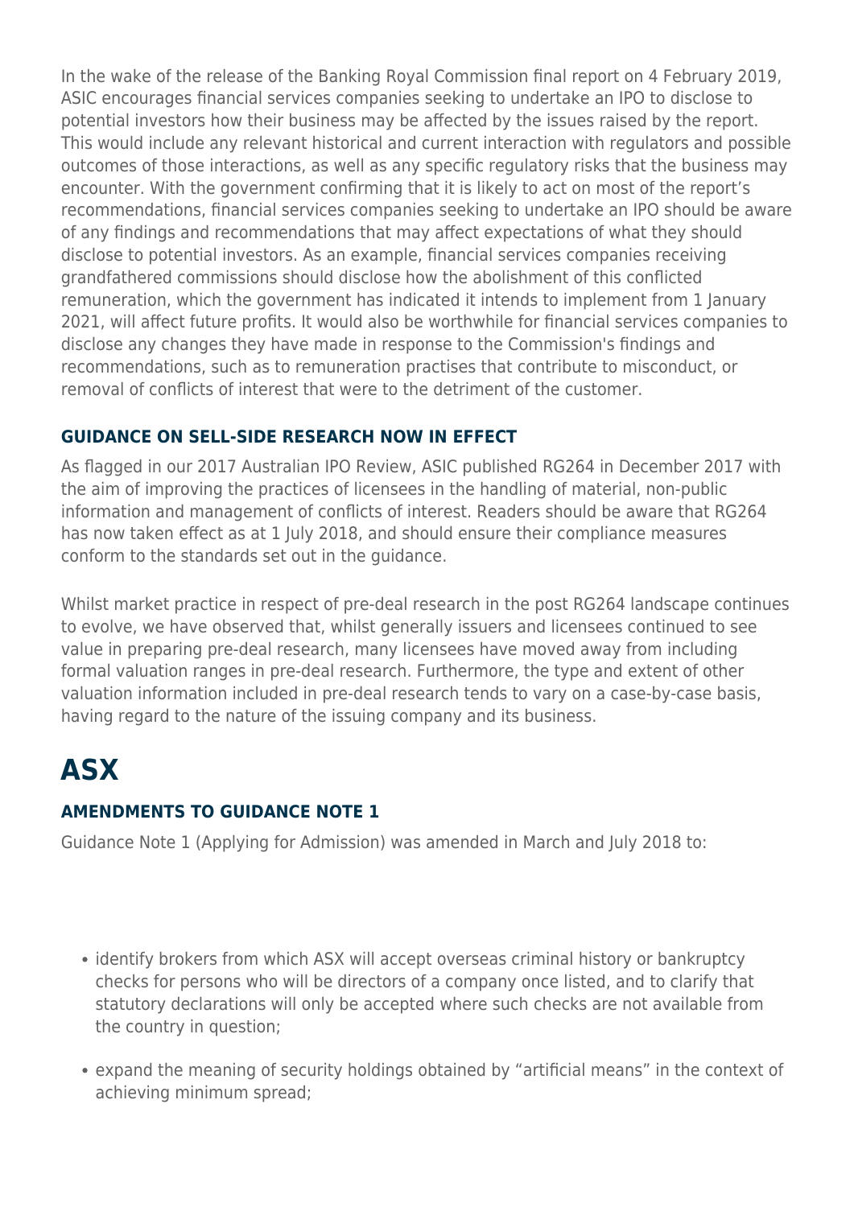In the wake of the release of the Banking Royal Commission final report on 4 February 2019, ASIC encourages financial services companies seeking to undertake an IPO to disclose to potential investors how their business may be affected by the issues raised by the report. This would include any relevant historical and current interaction with regulators and possible outcomes of those interactions, as well as any specific regulatory risks that the business may encounter. With the government confirming that it is likely to act on most of the report's recommendations, financial services companies seeking to undertake an IPO should be aware of any findings and recommendations that may affect expectations of what they should disclose to potential investors. As an example, financial services companies receiving grandfathered commissions should disclose how the abolishment of this conflicted remuneration, which the government has indicated it intends to implement from 1 January 2021, will affect future profits. It would also be worthwhile for financial services companies to disclose any changes they have made in response to the Commission's findings and recommendations, such as to remuneration practises that contribute to misconduct, or removal of conflicts of interest that were to the detriment of the customer.

### GUIDANCE ON SELL-SIDE RESEARCH NOW IN EFFECT

As flagged in our 2017 Australian IPO Review, ASIC published RG264 in December 2017 with the aim of improving the practices of licensees in the handling of material, non-public information and management of conflicts of interest. Readers should be aware that RG264 has now taken effect as at 1 July 2018, and should ensure their compliance measures conform to the standards set out in the guidance.

Whilst market practice in respect of pre-deal research in the post RG264 landscape continues to evolve, we have observed that, whilst generally issuers and licensees continued to see value in preparing pre-deal research, many licensees have moved away from including formal valuation ranges in pre-deal research. Furthermore, the type and extent of other valuation information included in pre-deal research tends to vary on a case-by-case basis, having regard to the nature of the issuing company and its business.

## ASX

### AMENDMENTS TO GUIDANCE NOTE 1

Guidance Note 1 (Applying for Admission) was amended in March and July 2018 to:

- identify brokers from which ASX will accept overseas criminal history or bankruptcy checks for persons who will be directors of a company once listed, and to clarify that statutory declarations will only be accepted where such checks are not available from the country in question;
- expand the meaning of security holdings obtained by "artificial means" in the context of achieving minimum spread;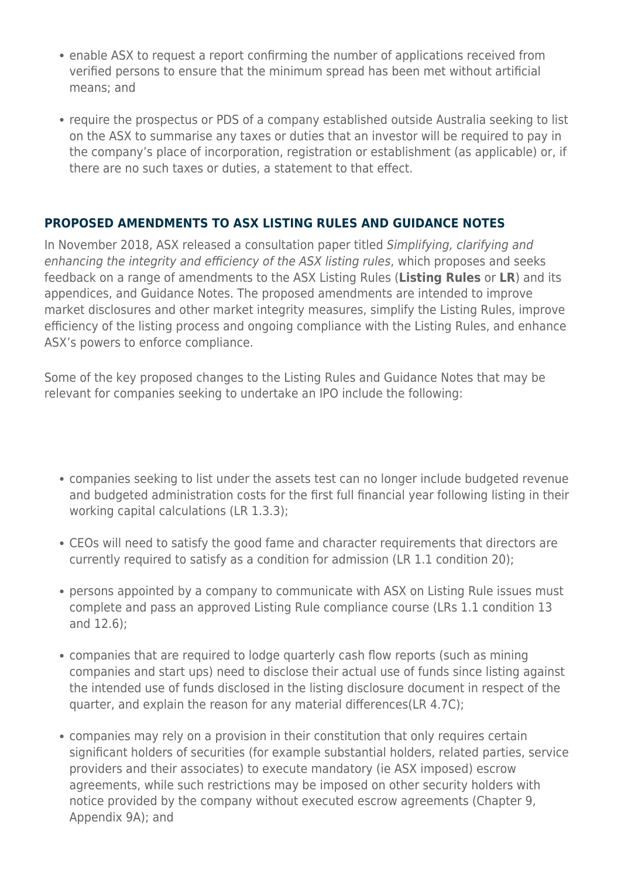- enable ASX to request a report confirming the number of applications received from verified persons to ensure that the minimum spread has been met without artificial means; and
- require the prospectus or PDS of a company established outside Australia seeking to list on the ASX to summarise any taxes or duties that an investor will be required to pay in the company's place of incorporation, registration or establishment (as applicable) or, if there are no such taxes or duties, a statement to that effect.

## PROPOSED AMENDMENTS TO ASX LISTING RULES AND GUIDANCE NOTES

In November 2018, ASX released a consultation paper titled *Simplifying, clarifying and enhancing the integrity and efficiency of the ASX listing rules*, which proposes and seeks feedback on a range of amendments to the ASX Listing Rules (**Listing Rules** or **LR**) and its appendices, and Guidance Notes. The proposed amendments are intended to improve market disclosures and other market integrity measures, simplify the Listing Rules, improve efficiency of the listing process and ongoing compliance with the Listing Rules, and enhance ASX's powers to enforce compliance.

Some of the key proposed changes to the Listing Rules and Guidance Notes that may be relevant for companies seeking to undertake an IPO include the following:

- companies seeking to list under the assets test can no longer include budgeted revenue and budgeted administration costs for the first full financial year following listing in their working capital calculations (LR 1.3.3);
- CEOs will need to satisfy the good fame and character requirements that directors are currently required to satisfy as a condition for admission (LR 1.1 condition 20);
- persons appointed by a company to communicate with ASX on Listing Rule issues must complete and pass an approved Listing Rule compliance course (LRs 1.1 condition 13 and 12.6);
- companies that are required to lodge quarterly cash flow reports (such as mining companies and start ups) need to disclose their actual use of funds since listing against the intended use of funds disclosed in the listing disclosure document in respect of the quarter, and explain the reason for any material differences(LR 4.7C);
- companies may rely on a provision in their constitution that only requires certain significant holders of securities (for example substantial holders, related parties, service providers and their associates) to execute mandatory (ie ASX imposed) escrow agreements, while such restrictions may be imposed on other security holders with notice provided by the company without executed escrow agreements (Chapter 9, Appendix 9A); and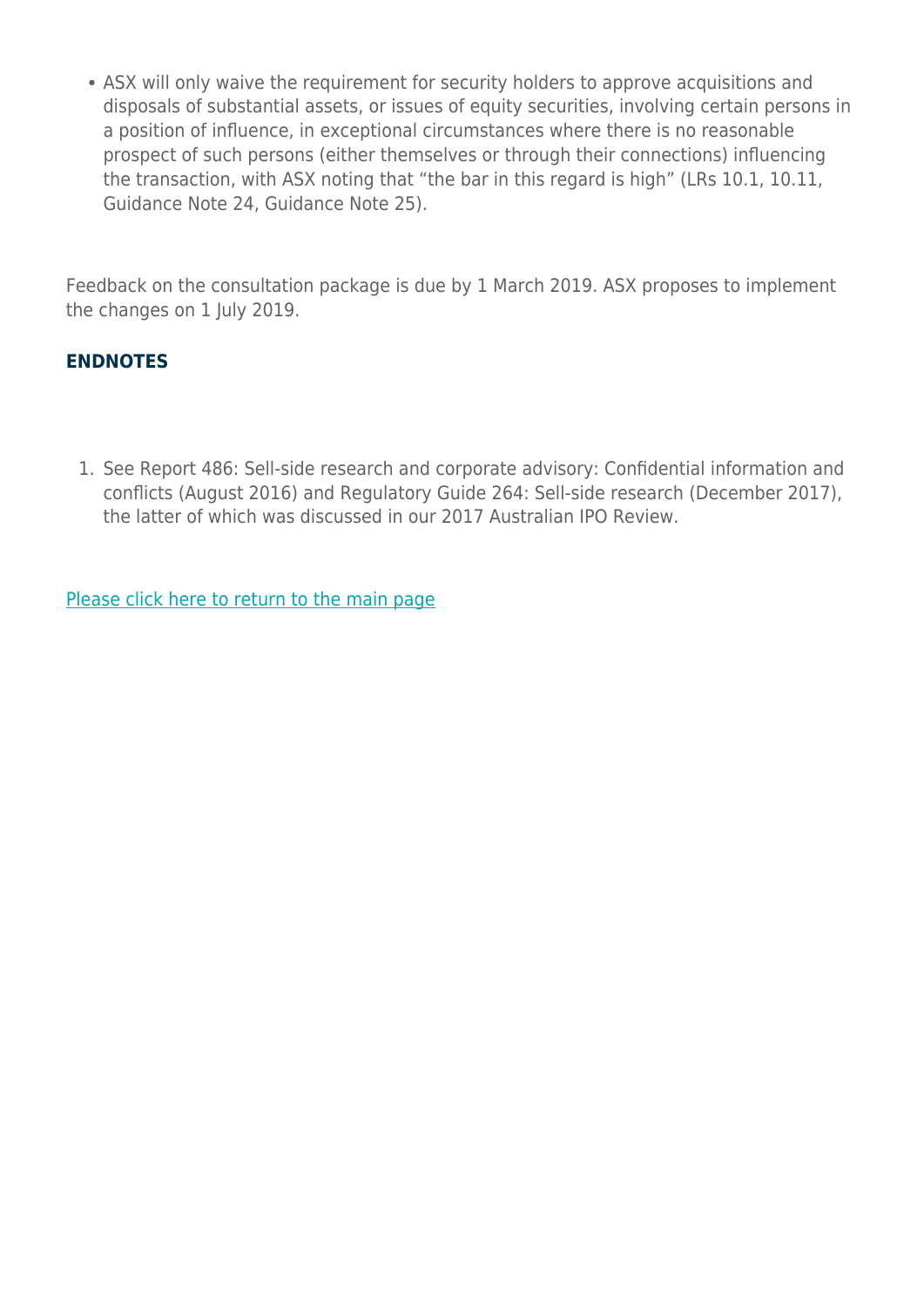- ASX will only waive the requirement for security holders to approve acquisitions and disposals of substantial assets, or issues of equity securities, involving certain persons in a position of influence, in exceptional circumstances where there is no reasonable prospect of such persons (either themselves or through their connections) influencing the transaction, with ASX noting that "the bar in this regard is high" (LRs 10.1, 10.11, Guidance Note 24, Guidance Note 25).

Feedback on the consultation package is due by 1 March 2019. ASX proposes to implement the changes on 1 July 2019.

## ENDNOTES

1. See Report 486: Sell-side research and corporate advisory: Confidential information and conflicts (August 2016) and Regulatory Guide 264: Sell-side research (December 2017), the latter of which was discussed in our 2017 Australian IPO Review.

Please click here to return to the main page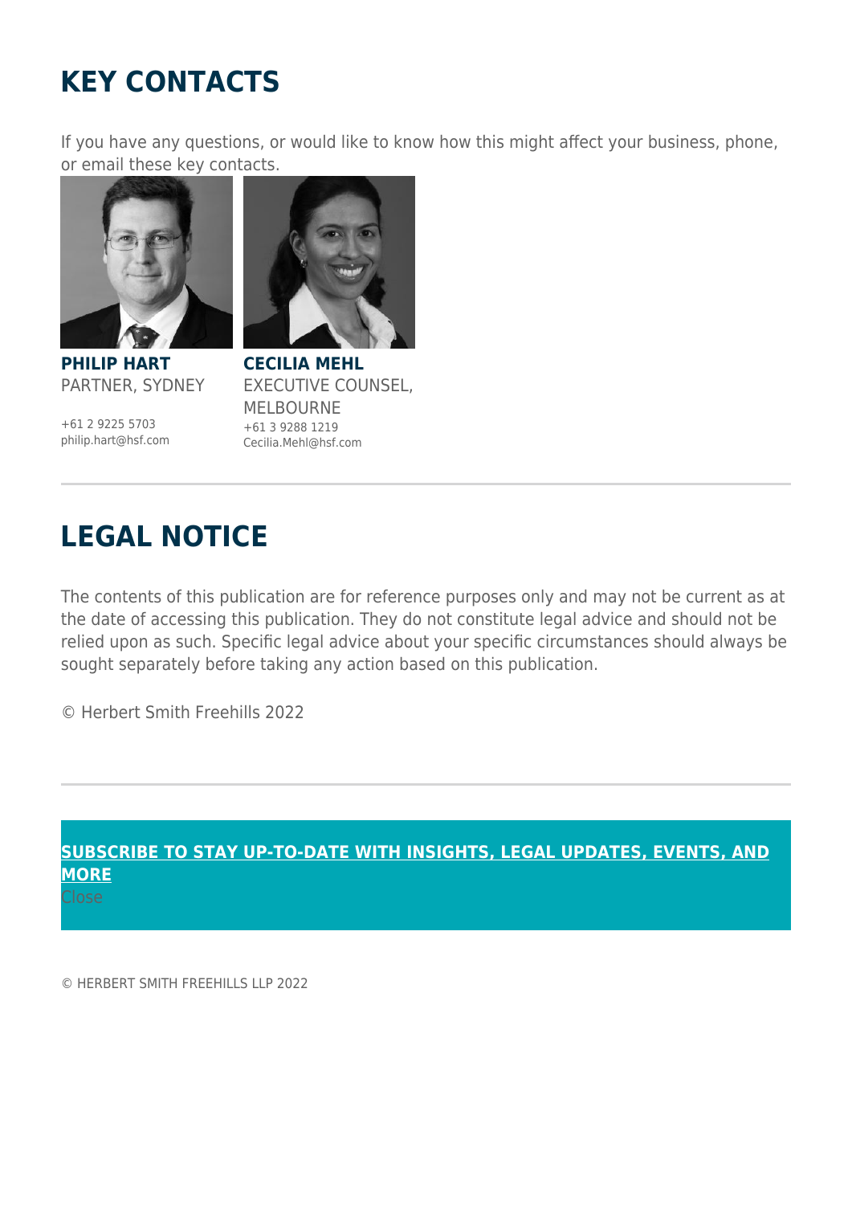## KEY CONTACTS

If you have any questions, or would like to know how this might affect your business, phone, or email these key contacts.

**PHILIP HART**
PARTNER, SYDNEY

+61 2 9225 5703
philip.hart@hsf.com

**CECILIA MEHL**
EXECUTIVE COUNSEL, MELBOURNE
+61 3 9288 1219
Cecilia.Mehl@hsf.com

---

## LEGAL NOTICE

The contents of this publication are for reference purposes only and may not be current as at the date of accessing this publication. They do not constitute legal advice and should not be relied upon as such. Specific legal advice about your specific circumstances should always be sought separately before taking any action based on this publication.

© Herbert Smith Freehills 2022

---

**SUBSCRIBE TO STAY UP-TO-DATE WITH INSIGHTS, LEGAL UPDATES, EVENTS, AND MORE**

Close

© HERBERT SMITH FREEHILLS LLP 2022